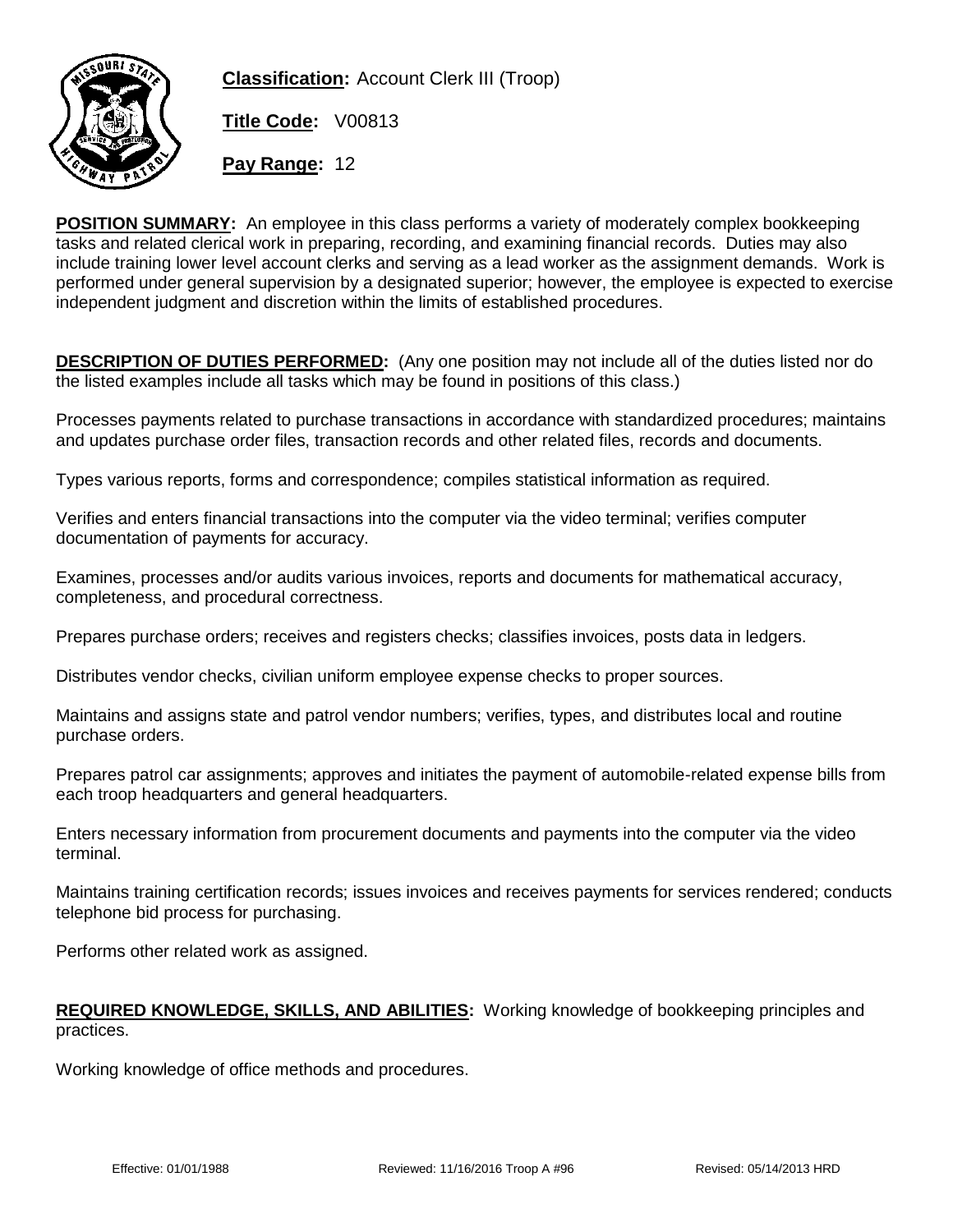**Classification:** Account Clerk III (Troop)

**Title Code:** V00813

**Pay Range:** 12

**POSITION SUMMARY:** An employee in this class performs a variety of moderately complex bookkeeping tasks and related clerical work in preparing, recording, and examining financial records. Duties may also include training lower level account clerks and serving as a lead worker as the assignment demands. Work is performed under general supervision by a designated superior; however, the employee is expected to exercise independent judgment and discretion within the limits of established procedures.

**DESCRIPTION OF DUTIES PERFORMED:** (Any one position may not include all of the duties listed nor do the listed examples include all tasks which may be found in positions of this class.)

Processes payments related to purchase transactions in accordance with standardized procedures; maintains and updates purchase order files, transaction records and other related files, records and documents.

Types various reports, forms and correspondence; compiles statistical information as required.

Verifies and enters financial transactions into the computer via the video terminal; verifies computer documentation of payments for accuracy.

Examines, processes and/or audits various invoices, reports and documents for mathematical accuracy, completeness, and procedural correctness.

Prepares purchase orders; receives and registers checks; classifies invoices, posts data in ledgers.

Distributes vendor checks, civilian uniform employee expense checks to proper sources.

Maintains and assigns state and patrol vendor numbers; verifies, types, and distributes local and routine purchase orders.

Prepares patrol car assignments; approves and initiates the payment of automobile-related expense bills from each troop headquarters and general headquarters.

Enters necessary information from procurement documents and payments into the computer via the video terminal.

Maintains training certification records; issues invoices and receives payments for services rendered; conducts telephone bid process for purchasing.

Performs other related work as assigned.

**REQUIRED KNOWLEDGE, SKILLS, AND ABILITIES:** Working knowledge of bookkeeping principles and practices.

Working knowledge of office methods and procedures.

Effective: 01/01/1988 Reviewed: 11/16/2016 Troop A #96 Revised: 05/14/2013 HRD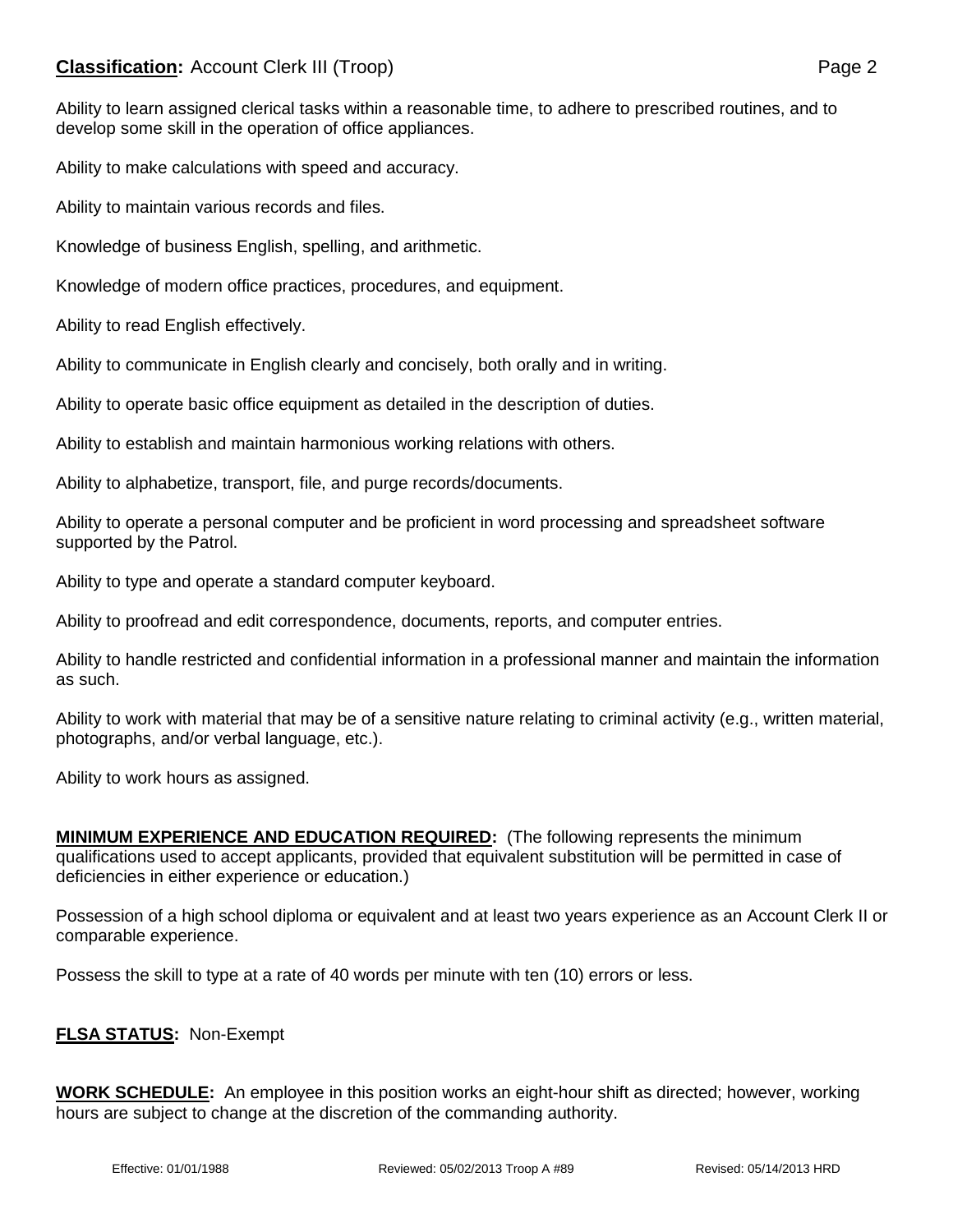Ability to learn assigned clerical tasks within a reasonable time, to adhere to prescribed routines, and to develop some skill in the operation of office appliances.

Ability to make calculations with speed and accuracy.

Ability to maintain various records and files.

Knowledge of business English, spelling, and arithmetic.

Knowledge of modern office practices, procedures, and equipment.

Ability to read English effectively.

Ability to communicate in English clearly and concisely, both orally and in writing.

Ability to operate basic office equipment as detailed in the description of duties.

Ability to establish and maintain harmonious working relations with others.

Ability to alphabetize, transport, file, and purge records/documents.

Ability to operate a personal computer and be proficient in word processing and spreadsheet software supported by the Patrol.

Ability to type and operate a standard computer keyboard.

Ability to proofread and edit correspondence, documents, reports, and computer entries.

Ability to handle restricted and confidential information in a professional manner and maintain the information as such.

Ability to work with material that may be of a sensitive nature relating to criminal activity (e.g., written material, photographs, and/or verbal language, etc.).

Ability to work hours as assigned.

**MINIMUM EXPERIENCE AND EDUCATION REQUIRED:** (The following represents the minimum qualifications used to accept applicants, provided that equivalent substitution will be permitted in case of deficiencies in either experience or education.)

Possession of a high school diploma or equivalent and at least two years experience as an Account Clerk II or comparable experience.

Possess the skill to type at a rate of 40 words per minute with ten (10) errors or less.

**FLSA STATUS:** Non-Exempt

**WORK SCHEDULE:** An employee in this position works an eight-hour shift as directed; however, working hours are subject to change at the discretion of the commanding authority.

Effective: 01/01/1988 Reviewed: 05/02/2013 Troop A #89 Revised: 05/14/2013 HRD